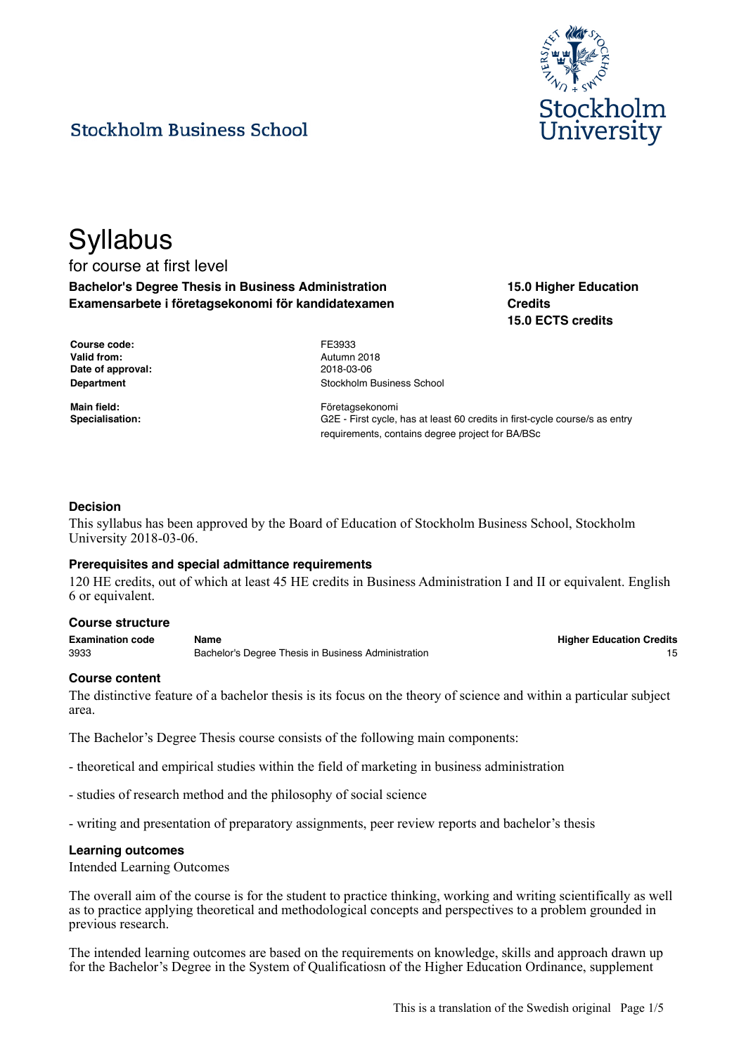Stockholm Business School

Stockholm University

# Syllabus

for course at first level

**Bachelor's Degree Thesis in Business Administration**
**Examensarbete i företagsekonomi för kandidatexamen**

**15.0 Higher Education Credits**
**15.0 ECTS credits**

| | |
|---|---|
| **Course code:** | FE3933 |
| **Valid from:** | Autumn 2018 |
| **Date of approval:** | 2018-03-06 |
| **Department** | Stockholm Business School |
| **Main field:** | Företagsekonomi |
| **Specialisation:** | G2E - First cycle, has at least 60 credits in first-cycle course/s as entry requirements, contains degree project for BA/BSc |

### Decision

This syllabus has been approved by the Board of Education of Stockholm Business School, Stockholm University 2018-03-06.

### Prerequisites and special admittance requirements

120 HE credits, out of which at least 45 HE credits in Business Administration I and II or equivalent. English 6 or equivalent.

### Course structure

| Examination code | Name | Higher Education Credits |
|---|---|---|
| 3933 | Bachelor's Degree Thesis in Business Administration | 15 |

### Course content

The distinctive feature of a bachelor thesis is its focus on the theory of science and within a particular subject area.

The Bachelor's Degree Thesis course consists of the following main components:

- theoretical and empirical studies within the field of marketing in business administration

- studies of research method and the philosophy of social science

- writing and presentation of preparatory assignments, peer review reports and bachelor's thesis

### Learning outcomes

Intended Learning Outcomes

The overall aim of the course is for the student to practice thinking, working and writing scientifically as well as to practice applying theoretical and methodological concepts and perspectives to a problem grounded in previous research.

The intended learning outcomes are based on the requirements on knowledge, skills and approach drawn up for the Bachelor's Degree in the System of Qualificatiosn of the Higher Education Ordinance, supplement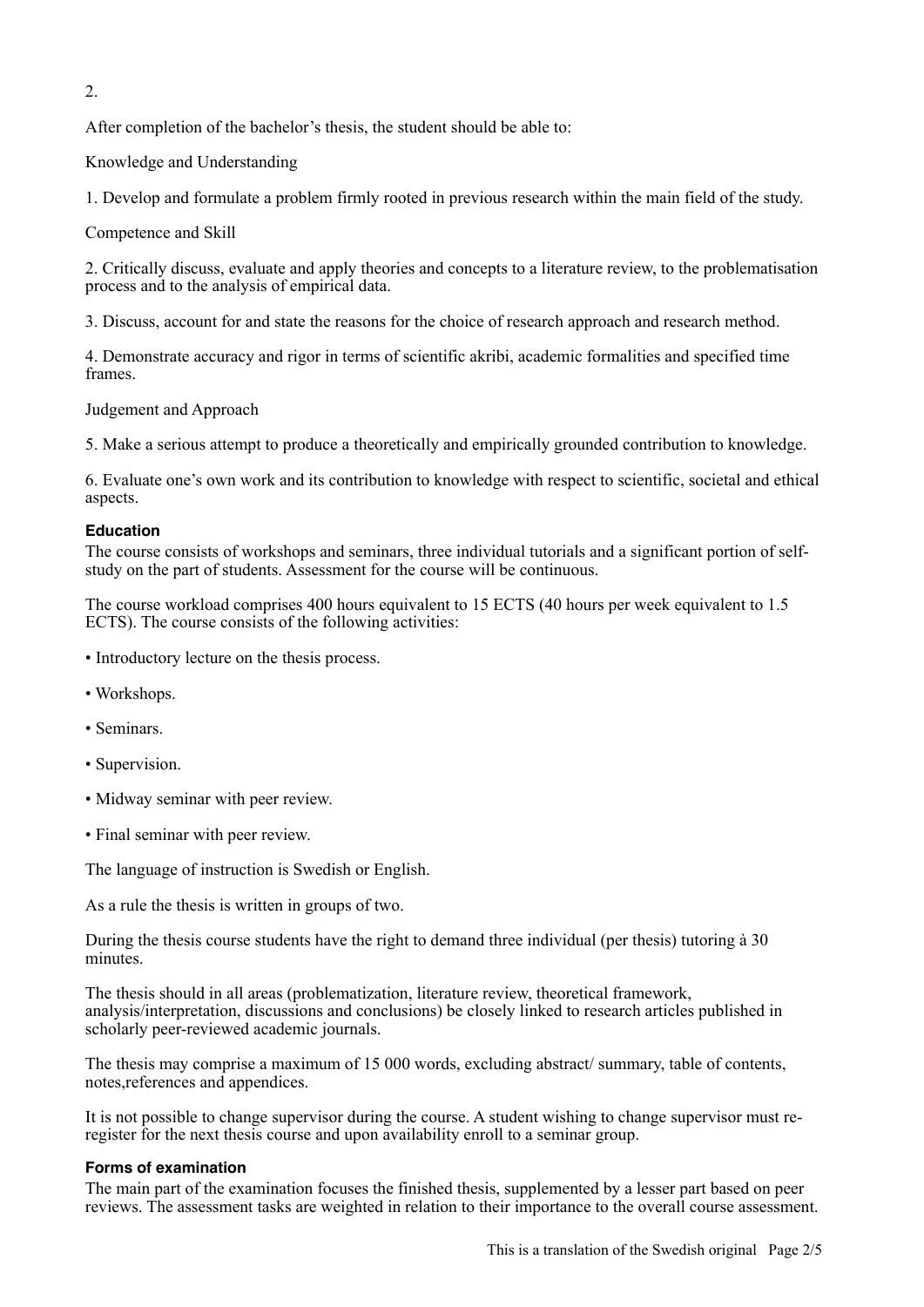2.

After completion of the bachelor's thesis, the student should be able to:

Knowledge and Understanding

1. Develop and formulate a problem firmly rooted in previous research within the main field of the study.

Competence and Skill

2. Critically discuss, evaluate and apply theories and concepts to a literature review, to the problematisation process and to the analysis of empirical data.

3. Discuss, account for and state the reasons for the choice of research approach and research method.

4. Demonstrate accuracy and rigor in terms of scientific akribi, academic formalities and specified time frames.

Judgement and Approach

5. Make a serious attempt to produce a theoretically and empirically grounded contribution to knowledge.

6. Evaluate one's own work and its contribution to knowledge with respect to scientific, societal and ethical aspects.

### Education

The course consists of workshops and seminars, three individual tutorials and a significant portion of self-study on the part of students. Assessment for the course will be continuous.

The course workload comprises 400 hours equivalent to 15 ECTS (40 hours per week equivalent to 1.5 ECTS). The course consists of the following activities:

- Introductory lecture on the thesis process.
- Workshops.
- Seminars.
- Supervision.
- Midway seminar with peer review.
- Final seminar with peer review.

The language of instruction is Swedish or English.

As a rule the thesis is written in groups of two.

During the thesis course students have the right to demand three individual (per thesis) tutoring à 30 minutes.

The thesis should in all areas (problematization, literature review, theoretical framework, analysis/interpretation, discussions and conclusions) be closely linked to research articles published in scholarly peer-reviewed academic journals.

The thesis may comprise a maximum of 15 000 words, excluding abstract/ summary, table of contents, notes,references and appendices.

It is not possible to change supervisor during the course. A student wishing to change supervisor must re-register for the next thesis course and upon availability enroll to a seminar group.

### Forms of examination

The main part of the examination focuses the finished thesis, supplemented by a lesser part based on peer reviews. The assessment tasks are weighted in relation to their importance to the overall course assessment.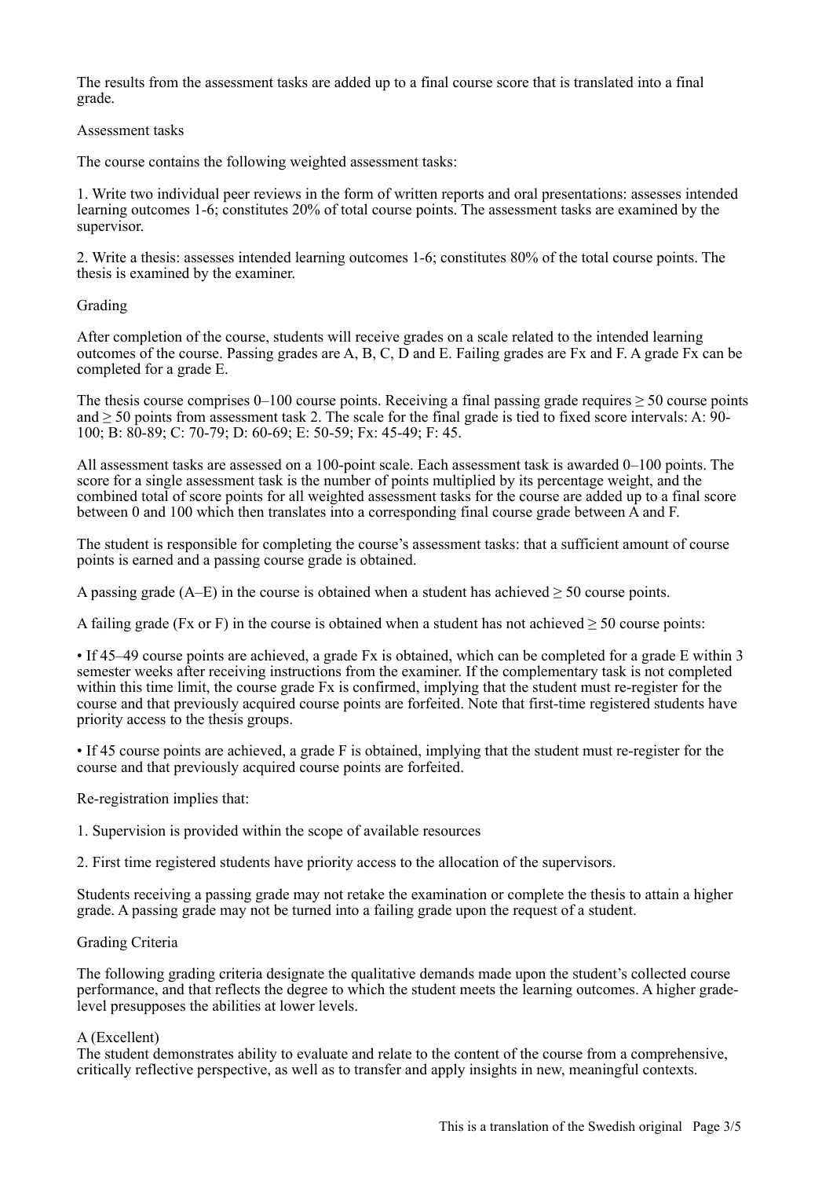The results from the assessment tasks are added up to a final course score that is translated into a final grade.

Assessment tasks

The course contains the following weighted assessment tasks:

1. Write two individual peer reviews in the form of written reports and oral presentations: assesses intended learning outcomes 1-6; constitutes 20% of total course points. The assessment tasks are examined by the supervisor.

2. Write a thesis: assesses intended learning outcomes 1-6; constitutes 80% of the total course points. The thesis is examined by the examiner.

Grading

After completion of the course, students will receive grades on a scale related to the intended learning outcomes of the course. Passing grades are A, B, C, D and E. Failing grades are Fx and F. A grade Fx can be completed for a grade E.

The thesis course comprises 0–100 course points. Receiving a final passing grade requires ≥ 50 course points and ≥ 50 points from assessment task 2. The scale for the final grade is tied to fixed score intervals: A: 90-100; B: 80-89; C: 70-79; D: 60-69; E: 50-59; Fx: 45-49; F: 45.

All assessment tasks are assessed on a 100-point scale. Each assessment task is awarded 0–100 points. The score for a single assessment task is the number of points multiplied by its percentage weight, and the combined total of score points for all weighted assessment tasks for the course are added up to a final score between 0 and 100 which then translates into a corresponding final course grade between A and F.

The student is responsible for completing the course's assessment tasks: that a sufficient amount of course points is earned and a passing course grade is obtained.

A passing grade (A–E) in the course is obtained when a student has achieved ≥ 50 course points.

A failing grade (Fx or F) in the course is obtained when a student has not achieved ≥ 50 course points:

- If 45–49 course points are achieved, a grade Fx is obtained, which can be completed for a grade E within 3 semester weeks after receiving instructions from the examiner. If the complementary task is not completed within this time limit, the course grade Fx is confirmed, implying that the student must re-register for the course and that previously acquired course points are forfeited. Note that first-time registered students have priority access to the thesis groups.

- If 45 course points are achieved, a grade F is obtained, implying that the student must re-register for the course and that previously acquired course points are forfeited.

Re-registration implies that:

1. Supervision is provided within the scope of available resources

2. First time registered students have priority access to the allocation of the supervisors.

Students receiving a passing grade may not retake the examination or complete the thesis to attain a higher grade. A passing grade may not be turned into a failing grade upon the request of a student.

Grading Criteria

The following grading criteria designate the qualitative demands made upon the student's collected course performance, and that reflects the degree to which the student meets the learning outcomes. A higher grade-level presupposes the abilities at lower levels.

A (Excellent)
The student demonstrates ability to evaluate and relate to the content of the course from a comprehensive, critically reflective perspective, as well as to transfer and apply insights in new, meaningful contexts.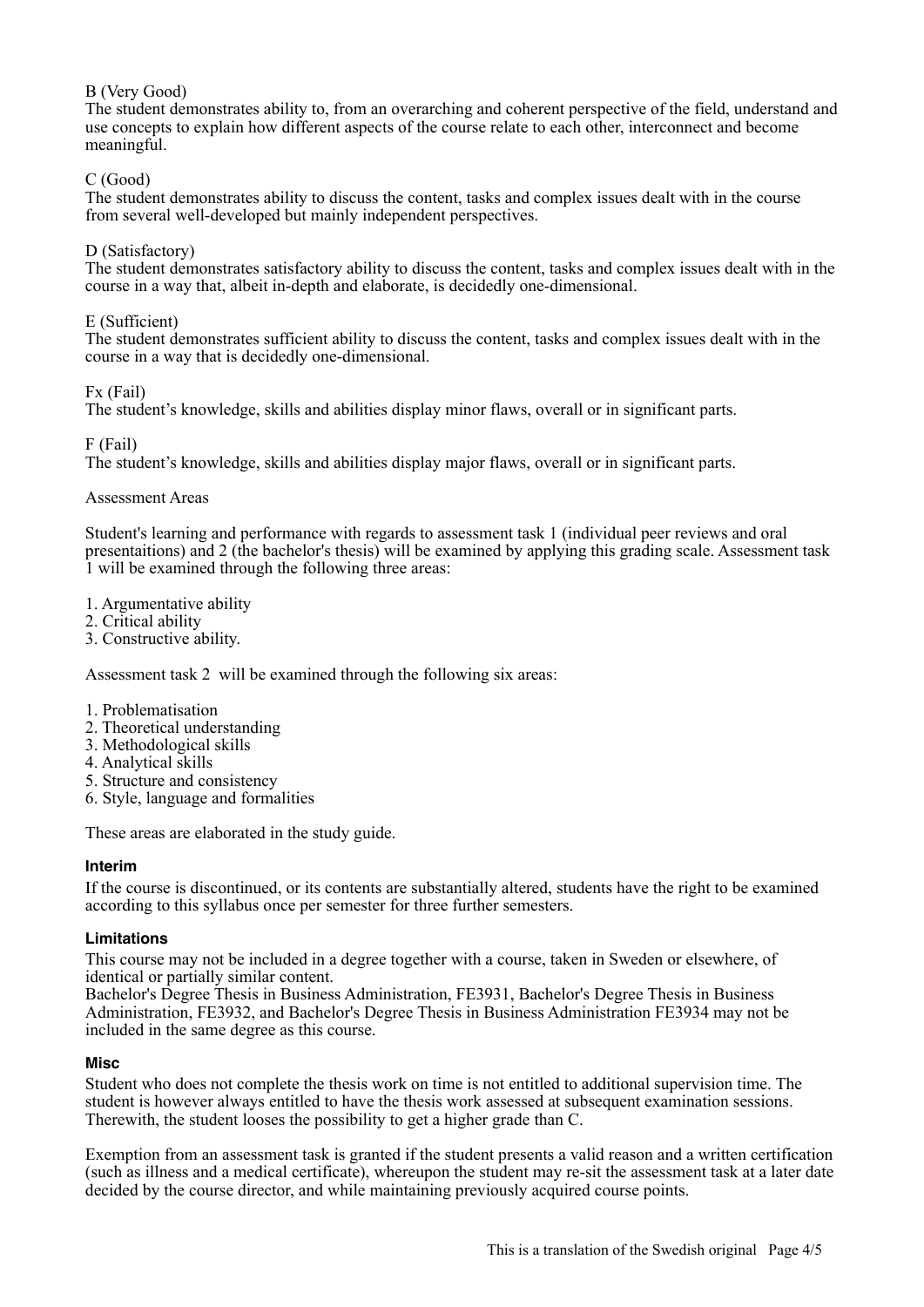B (Very Good)
The student demonstrates ability to, from an overarching and coherent perspective of the field, understand and use concepts to explain how different aspects of the course relate to each other, interconnect and become meaningful.

C (Good)
The student demonstrates ability to discuss the content, tasks and complex issues dealt with in the course from several well-developed but mainly independent perspectives.

D (Satisfactory)
The student demonstrates satisfactory ability to discuss the content, tasks and complex issues dealt with in the course in a way that, albeit in-depth and elaborate, is decidedly one-dimensional.

E (Sufficient)
The student demonstrates sufficient ability to discuss the content, tasks and complex issues dealt with in the course in a way that is decidedly one-dimensional.

Fx (Fail)
The student's knowledge, skills and abilities display minor flaws, overall or in significant parts.

F (Fail)
The student's knowledge, skills and abilities display major flaws, overall or in significant parts.

Assessment Areas

Student's learning and performance with regards to assessment task 1 (individual peer reviews and oral presentaitions) and 2 (the bachelor's thesis) will be examined by applying this grading scale. Assessment task 1 will be examined through the following three areas:

1. Argumentative ability
2. Critical ability
3. Constructive ability.

Assessment task 2 will be examined through the following six areas:

1. Problematisation
2. Theoretical understanding
3. Methodological skills
4. Analytical skills
5. Structure and consistency
6. Style, language and formalities

These areas are elaborated in the study guide.

### Interim

If the course is discontinued, or its contents are substantially altered, students have the right to be examined according to this syllabus once per semester for three further semesters.

### Limitations

This course may not be included in a degree together with a course, taken in Sweden or elsewhere, of identical or partially similar content.
Bachelor's Degree Thesis in Business Administration, FE3931, Bachelor's Degree Thesis in Business Administration, FE3932, and Bachelor's Degree Thesis in Business Administration FE3934 may not be included in the same degree as this course.

### Misc

Student who does not complete the thesis work on time is not entitled to additional supervision time. The student is however always entitled to have the thesis work assessed at subsequent examination sessions. Therewith, the student looses the possibility to get a higher grade than C.

Exemption from an assessment task is granted if the student presents a valid reason and a written certification (such as illness and a medical certificate), whereupon the student may re-sit the assessment task at a later date decided by the course director, and while maintaining previously acquired course points.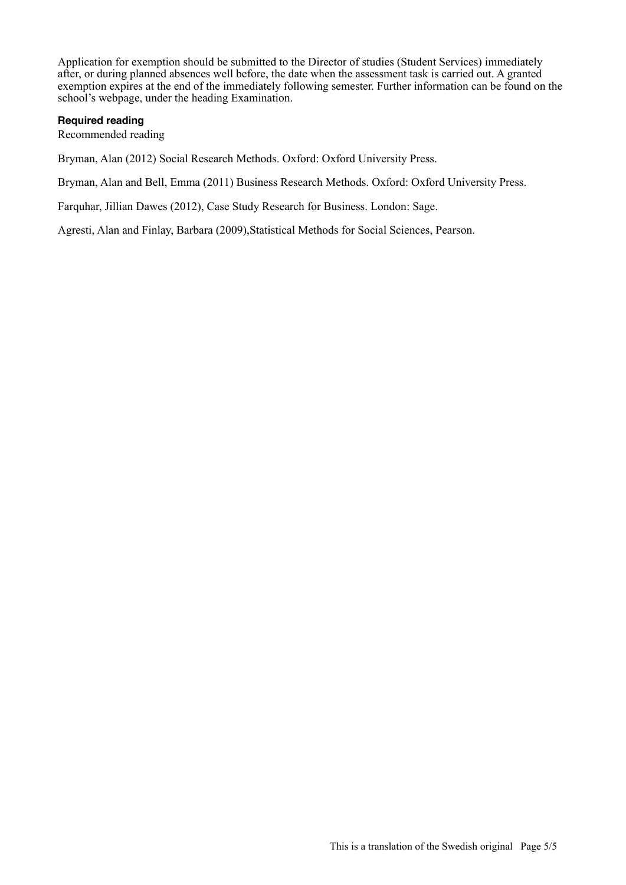Application for exemption should be submitted to the Director of studies (Student Services) immediately after, or during planned absences well before, the date when the assessment task is carried out. A granted exemption expires at the end of the immediately following semester. Further information can be found on the school's webpage, under the heading Examination.

### Required reading

Recommended reading

Bryman, Alan (2012) Social Research Methods. Oxford: Oxford University Press.

Bryman, Alan and Bell, Emma (2011) Business Research Methods. Oxford: Oxford University Press.

Farquhar, Jillian Dawes (2012), Case Study Research for Business. London: Sage.

Agresti, Alan and Finlay, Barbara (2009),Statistical Methods for Social Sciences, Pearson.